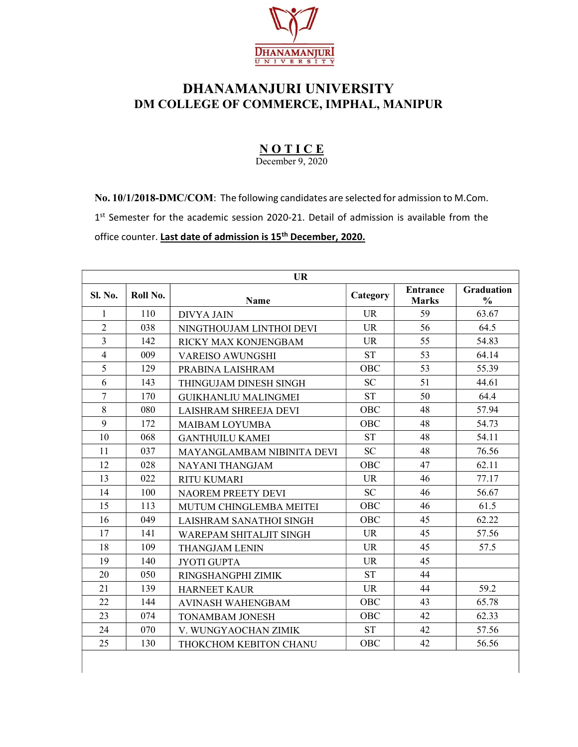# DHANAMANJURI UNIVERSITY

## DM COLLEGE OF COMMERCE, IMPHAL, MANIPUR

### NOTICE

December 9, 2020

**No. 10/1/2018-DMC/COM**: The following candidates are selected for admission to M.Com. 1st Semester for the academic session 2020-21. Detail of admission is available from the office counter. **Last date of admission is 15th December, 2020.**

| UR | | | | | |
|---|---|---|---|---|---|
| **Sl. No.** | **Roll No.** | **Name** | **Category** | **Entrance Marks** | **Graduation %** |
| 1 | 110 | DIVYA JAIN | UR | 59 | 63.67 |
| 2 | 038 | NINGTHOUJAM LINTHOI DEVI | UR | 56 | 64.5 |
| 3 | 142 | RICKY MAX KONJENGBAM | UR | 55 | 54.83 |
| 4 | 009 | VAREISO AWUNGSHI | ST | 53 | 64.14 |
| 5 | 129 | PRABINA LAISHRAM | OBC | 53 | 55.39 |
| 6 | 143 | THINGUJAM DINESH SINGH | SC | 51 | 44.61 |
| 7 | 170 | GUIKHANLIU MALINGMEI | ST | 50 | 64.4 |
| 8 | 080 | LAISHRAM SHREEJA DEVI | OBC | 48 | 57.94 |
| 9 | 172 | MAIBAM LOYUMBA | OBC | 48 | 54.73 |
| 10 | 068 | GANTHUILU KAMEI | ST | 48 | 54.11 |
| 11 | 037 | MAYANGLAMBAM NIBINITA DEVI | SC | 48 | 76.56 |
| 12 | 028 | NAYANI THANGJAM | OBC | 47 | 62.11 |
| 13 | 022 | RITU KUMARI | UR | 46 | 77.17 |
| 14 | 100 | NAOREM PREETY DEVI | SC | 46 | 56.67 |
| 15 | 113 | MUTUM CHINGLEMBA MEITEI | OBC | 46 | 61.5 |
| 16 | 049 | LAISHRAM SANATHOI SINGH | OBC | 45 | 62.22 |
| 17 | 141 | WAREPAM SHITALJIT SINGH | UR | 45 | 57.56 |
| 18 | 109 | THANGJAM LENIN | UR | 45 | 57.5 |
| 19 | 140 | JYOTI GUPTA | UR | 45 | |
| 20 | 050 | RINGSHANGPHI ZIMIK | ST | 44 | |
| 21 | 139 | HARNEET KAUR | UR | 44 | 59.2 |
| 22 | 144 | AVINASH WAHENGBAM | OBC | 43 | 65.78 |
| 23 | 074 | TONAMBAM JONESH | OBC | 42 | 62.33 |
| 24 | 070 | V. WUNGYAOCHAN ZIMIK | ST | 42 | 57.56 |
| 25 | 130 | THOKCHOM KEBITON CHANU | OBC | 42 | 56.56 |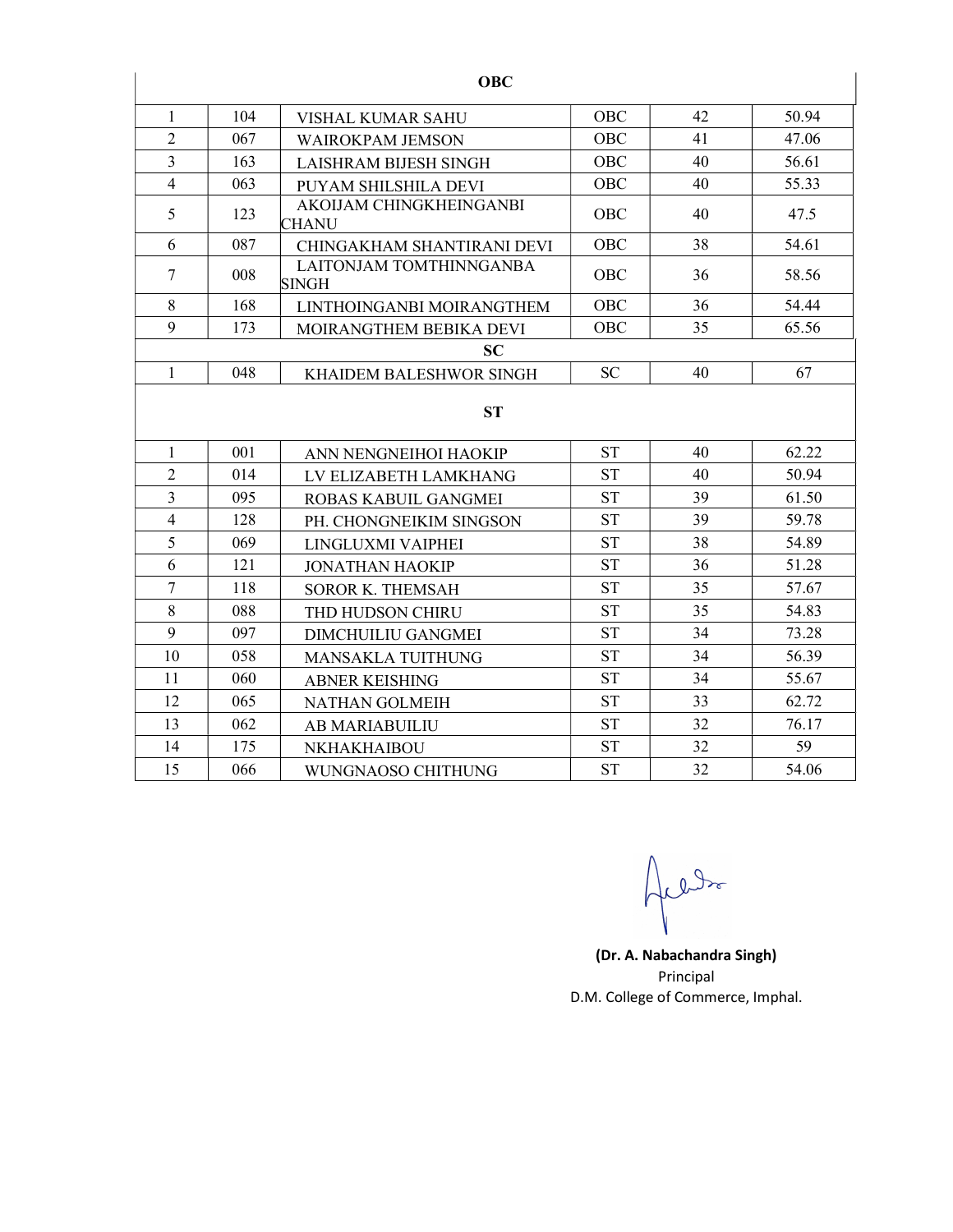| | | OBC | | | |
|---|---|---|---|---|---|
| 1 | 104 | VISHAL KUMAR SAHU | OBC | 42 | 50.94 |
| 2 | 067 | WAIROKPAM JEMSON | OBC | 41 | 47.06 |
| 3 | 163 | LAISHRAM BIJESH SINGH | OBC | 40 | 56.61 |
| 4 | 063 | PUYAM SHILSHILA DEVI | OBC | 40 | 55.33 |
| 5 | 123 | AKOIJAM CHINGKHEINGANBI CHANU | OBC | 40 | 47.5 |
| 6 | 087 | CHINGAKHAM SHANTIRANI DEVI | OBC | 38 | 54.61 |
| 7 | 008 | LAITONJAM TOMTHINNGANBA SINGH | OBC | 36 | 58.56 |
| 8 | 168 | LINTHOINGANBI MOIRANGTHEM | OBC | 36 | 54.44 |
| 9 | 173 | MOIRANGTHEM BEBIKA DEVI | OBC | 35 | 65.56 |
| | | **SC** | | | |
| 1 | 048 | KHAIDEM BALESHWOR SINGH | SC | 40 | 67 |
| | | **ST** | | | |
| 1 | 001 | ANN NENGNEIHOI HAOKIP | ST | 40 | 62.22 |
| 2 | 014 | LV ELIZABETH LAMKHANG | ST | 40 | 50.94 |
| 3 | 095 | ROBAS KABUIL GANGMEI | ST | 39 | 61.50 |
| 4 | 128 | PH. CHONGNEIKIM SINGSON | ST | 39 | 59.78 |
| 5 | 069 | LINGLUXMI VAIPHEI | ST | 38 | 54.89 |
| 6 | 121 | JONATHAN HAOKIP | ST | 36 | 51.28 |
| 7 | 118 | SOROR K. THEMSAH | ST | 35 | 57.67 |
| 8 | 088 | THD HUDSON CHIRU | ST | 35 | 54.83 |
| 9 | 097 | DIMCHUILIU GANGMEI | ST | 34 | 73.28 |
| 10 | 058 | MANSAKLA TUITHUNG | ST | 34 | 56.39 |
| 11 | 060 | ABNER KEISHING | ST | 34 | 55.67 |
| 12 | 065 | NATHAN GOLMEIH | ST | 33 | 62.72 |
| 13 | 062 | AB MARIABUILIU | ST | 32 | 76.17 |
| 14 | 175 | NKHAKHAIBOU | ST | 32 | 59 |
| 15 | 066 | WUNGNAOSO CHITHUNG | ST | 32 | 54.06 |

**(Dr. A. Nabachandra Singh)**
Principal
D.M. College of Commerce, Imphal.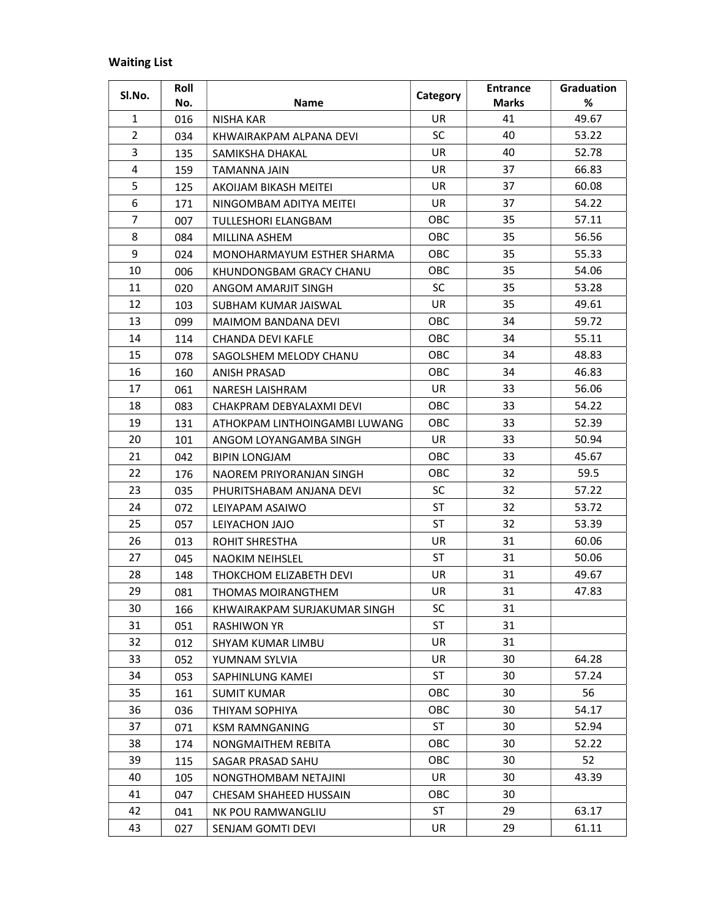**Waiting List**

| Sl.No. | Roll No. | Name | Category | Entrance Marks | Graduation % |
|---|---|---|---|---|---|
| 1 | 016 | NISHA KAR | UR | 41 | 49.67 |
| 2 | 034 | KHWAIRAKPAM ALPANA DEVI | SC | 40 | 53.22 |
| 3 | 135 | SAMIKSHA DHAKAL | UR | 40 | 52.78 |
| 4 | 159 | TAMANNA JAIN | UR | 37 | 66.83 |
| 5 | 125 | AKOIJAM BIKASH MEITEI | UR | 37 | 60.08 |
| 6 | 171 | NINGOMBAM ADITYA MEITEI | UR | 37 | 54.22 |
| 7 | 007 | TULLESHORI ELANGBAM | OBC | 35 | 57.11 |
| 8 | 084 | MILLINA ASHEM | OBC | 35 | 56.56 |
| 9 | 024 | MONOHARMAYUM ESTHER SHARMA | OBC | 35 | 55.33 |
| 10 | 006 | KHUNDONGBAM GRACY CHANU | OBC | 35 | 54.06 |
| 11 | 020 | ANGOM AMARJIT SINGH | SC | 35 | 53.28 |
| 12 | 103 | SUBHAM KUMAR JAISWAL | UR | 35 | 49.61 |
| 13 | 099 | MAIMOM BANDANA DEVI | OBC | 34 | 59.72 |
| 14 | 114 | CHANDA DEVI KAFLE | OBC | 34 | 55.11 |
| 15 | 078 | SAGOLSHEM MELODY CHANU | OBC | 34 | 48.83 |
| 16 | 160 | ANISH PRASAD | OBC | 34 | 46.83 |
| 17 | 061 | NARESH LAISHRAM | UR | 33 | 56.06 |
| 18 | 083 | CHAKPRAM DEBYALAXMI DEVI | OBC | 33 | 54.22 |
| 19 | 131 | ATHOKPAM LINTHOINGAMBI LUWANG | OBC | 33 | 52.39 |
| 20 | 101 | ANGOM LOYANGAMBA SINGH | UR | 33 | 50.94 |
| 21 | 042 | BIPIN LONGJAM | OBC | 33 | 45.67 |
| 22 | 176 | NAOREM PRIYORANJAN SINGH | OBC | 32 | 59.5 |
| 23 | 035 | PHURITSHABAM ANJANA DEVI | SC | 32 | 57.22 |
| 24 | 072 | LEIYAPAM ASAIWO | ST | 32 | 53.72 |
| 25 | 057 | LEIYACHON JAJO | ST | 32 | 53.39 |
| 26 | 013 | ROHIT SHRESTHA | UR | 31 | 60.06 |
| 27 | 045 | NAOKIM NEIHSLEL | ST | 31 | 50.06 |
| 28 | 148 | THOKCHOM ELIZABETH DEVI | UR | 31 | 49.67 |
| 29 | 081 | THOMAS MOIRANGTHEM | UR | 31 | 47.83 |
| 30 | 166 | KHWAIRAKPAM SURJAKUMAR SINGH | SC | 31 | |
| 31 | 051 | RASHIWON YR | ST | 31 | |
| 32 | 012 | SHYAM KUMAR LIMBU | UR | 31 | |
| 33 | 052 | YUMNAM SYLVIA | UR | 30 | 64.28 |
| 34 | 053 | SAPHINLUNG KAMEI | ST | 30 | 57.24 |
| 35 | 161 | SUMIT KUMAR | OBC | 30 | 56 |
| 36 | 036 | THIYAM SOPHIYA | OBC | 30 | 54.17 |
| 37 | 071 | KSM RAMNGANING | ST | 30 | 52.94 |
| 38 | 174 | NONGMAITHEM REBITA | OBC | 30 | 52.22 |
| 39 | 115 | SAGAR PRASAD SAHU | OBC | 30 | 52 |
| 40 | 105 | NONGTHOMBAM NETAJINI | UR | 30 | 43.39 |
| 41 | 047 | CHESAM SHAHEED HUSSAIN | OBC | 30 | |
| 42 | 041 | NK POU RAMWANGLIU | ST | 29 | 63.17 |
| 43 | 027 | SENJAM GOMTI DEVI | UR | 29 | 61.11 |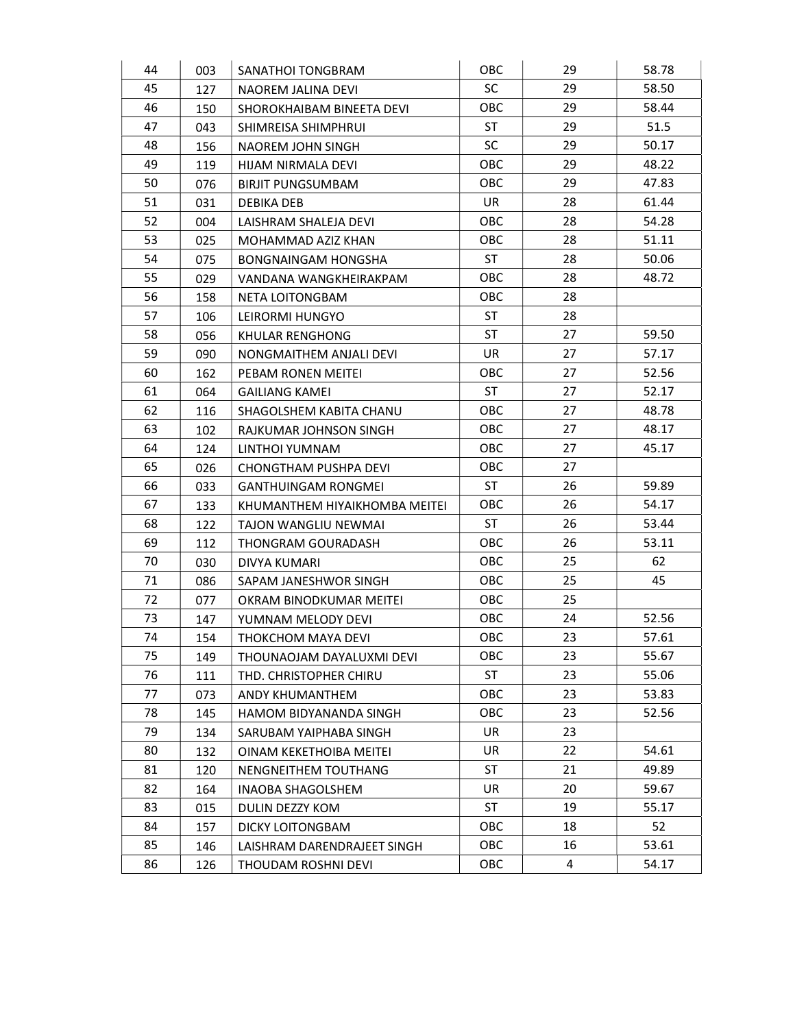| 44 | 003 | SANATHOI TONGBRAM | OBC | 29 | 58.78 |
|---|---|---|---|---|---|
| 45 | 127 | NAOREM JALINA DEVI | SC | 29 | 58.50 |
| 46 | 150 | SHOROKHAIBAM BINEETA DEVI | OBC | 29 | 58.44 |
| 47 | 043 | SHIMREISA SHIMPHRUI | ST | 29 | 51.5 |
| 48 | 156 | NAOREM JOHN SINGH | SC | 29 | 50.17 |
| 49 | 119 | HIJAM NIRMALA DEVI | OBC | 29 | 48.22 |
| 50 | 076 | BIRJIT PUNGSUMBAM | OBC | 29 | 47.83 |
| 51 | 031 | DEBIKA DEB | UR | 28 | 61.44 |
| 52 | 004 | LAISHRAM SHALEJA DEVI | OBC | 28 | 54.28 |
| 53 | 025 | MOHAMMAD AZIZ KHAN | OBC | 28 | 51.11 |
| 54 | 075 | BONGNAINGAM HONGSHA | ST | 28 | 50.06 |
| 55 | 029 | VANDANA WANGKHEIRAKPAM | OBC | 28 | 48.72 |
| 56 | 158 | NETA LOITONGBAM | OBC | 28 | |
| 57 | 106 | LEIRORMI HUNGYO | ST | 28 | |
| 58 | 056 | KHULAR RENGHONG | ST | 27 | 59.50 |
| 59 | 090 | NONGMAITHEM ANJALI DEVI | UR | 27 | 57.17 |
| 60 | 162 | PEBAM RONEN MEITEI | OBC | 27 | 52.56 |
| 61 | 064 | GAILIANG KAMEI | ST | 27 | 52.17 |
| 62 | 116 | SHAGOLSHEM KABITA CHANU | OBC | 27 | 48.78 |
| 63 | 102 | RAJKUMAR JOHNSON SINGH | OBC | 27 | 48.17 |
| 64 | 124 | LINTHOI YUMNAM | OBC | 27 | 45.17 |
| 65 | 026 | CHONGTHAM PUSHPA DEVI | OBC | 27 | |
| 66 | 033 | GANTHUINGAM RONGMEI | ST | 26 | 59.89 |
| 67 | 133 | KHUMANTHEM HIYAIKHOMBA MEITEI | OBC | 26 | 54.17 |
| 68 | 122 | TAJON WANGLIU NEWMAI | ST | 26 | 53.44 |
| 69 | 112 | THONGRAM GOURADASH | OBC | 26 | 53.11 |
| 70 | 030 | DIVYA KUMARI | OBC | 25 | 62 |
| 71 | 086 | SAPAM JANESHWOR SINGH | OBC | 25 | 45 |
| 72 | 077 | OKRAM BINODKUMAR MEITEI | OBC | 25 | |
| 73 | 147 | YUMNAM MELODY DEVI | OBC | 24 | 52.56 |
| 74 | 154 | THOKCHOM MAYA DEVI | OBC | 23 | 57.61 |
| 75 | 149 | THOUNAOJAM DAYALUXMI DEVI | OBC | 23 | 55.67 |
| 76 | 111 | THD. CHRISTOPHER CHIRU | ST | 23 | 55.06 |
| 77 | 073 | ANDY KHUMANTHEM | OBC | 23 | 53.83 |
| 78 | 145 | HAMOM BIDYANANDA SINGH | OBC | 23 | 52.56 |
| 79 | 134 | SARUBAM YAIPHABA SINGH | UR | 23 | |
| 80 | 132 | OINAM KEKETHOIBA MEITEI | UR | 22 | 54.61 |
| 81 | 120 | NENGNEITHEM TOUTHANG | ST | 21 | 49.89 |
| 82 | 164 | INAOBA SHAGOLSHEM | UR | 20 | 59.67 |
| 83 | 015 | DULIN DEZZY KOM | ST | 19 | 55.17 |
| 84 | 157 | DICKY LOITONGBAM | OBC | 18 | 52 |
| 85 | 146 | LAISHRAM DARENDRAJEET SINGH | OBC | 16 | 53.61 |
| 86 | 126 | THOUDAM ROSHNI DEVI | OBC | 4 | 54.17 |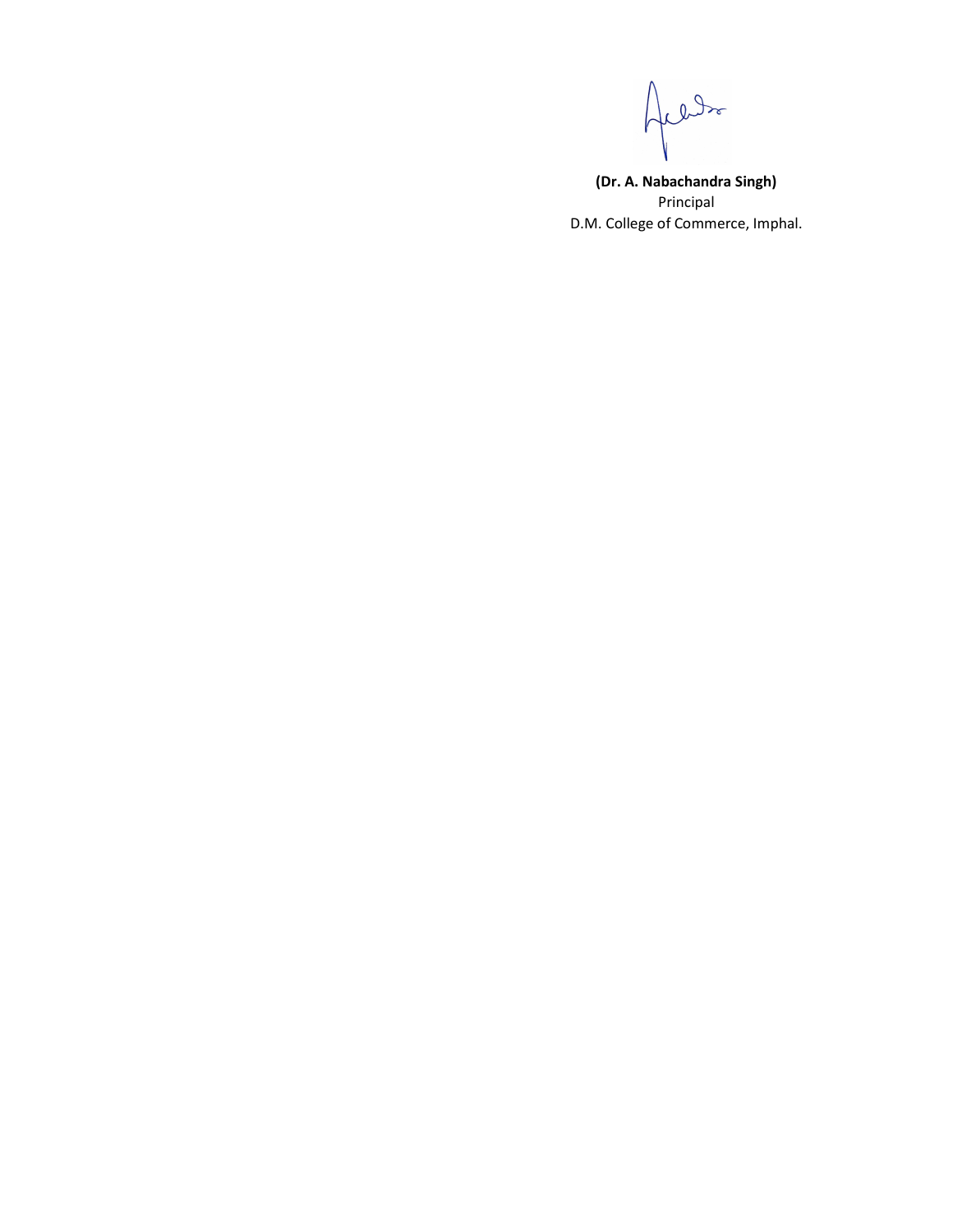**(Dr. A. Nabachandra Singh)**
Principal
D.M. College of Commerce, Imphal.